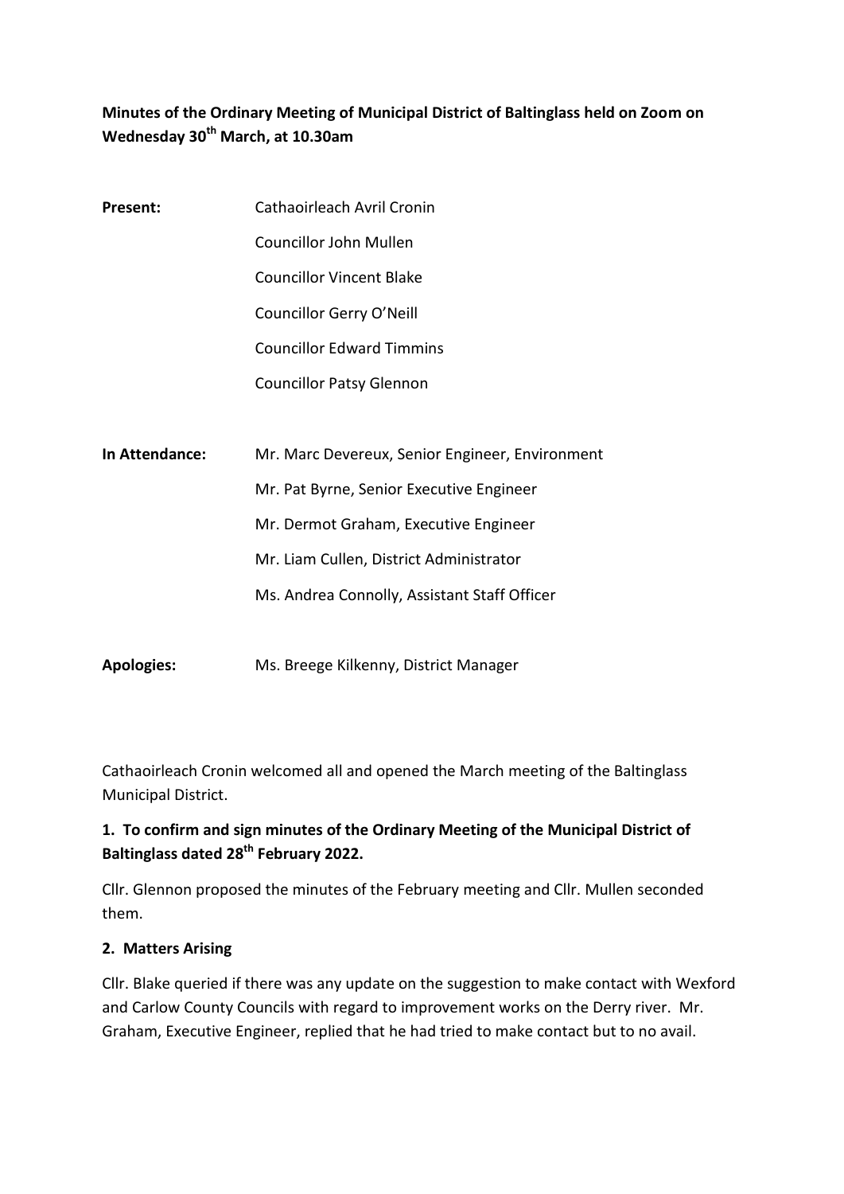**Minutes of the Ordinary Meeting of Municipal District of Baltinglass held on Zoom on Wednesday 30th March, at 10.30am**

| | |
|---|---|
| **Present:** | Cathaoirleach Avril Cronin |
| | Councillor John Mullen |
| | Councillor Vincent Blake |
| | Councillor Gerry O'Neill |
| | Councillor Edward Timmins |
| | Councillor Patsy Glennon |
| **In Attendance:** | Mr. Marc Devereux, Senior Engineer, Environment |
| | Mr. Pat Byrne, Senior Executive Engineer |
| | Mr. Dermot Graham, Executive Engineer |
| | Mr. Liam Cullen, District Administrator |
| | Ms. Andrea Connolly, Assistant Staff Officer |
| **Apologies:** | Ms. Breege Kilkenny, District Manager |

Cathaoirleach Cronin welcomed all and opened the March meeting of the Baltinglass Municipal District.

**1. To confirm and sign minutes of the Ordinary Meeting of the Municipal District of Baltinglass dated 28th February 2022.**

Cllr. Glennon proposed the minutes of the February meeting and Cllr. Mullen seconded them.

**2. Matters Arising**

Cllr. Blake queried if there was any update on the suggestion to make contact with Wexford and Carlow County Councils with regard to improvement works on the Derry river. Mr. Graham, Executive Engineer, replied that he had tried to make contact but to no avail.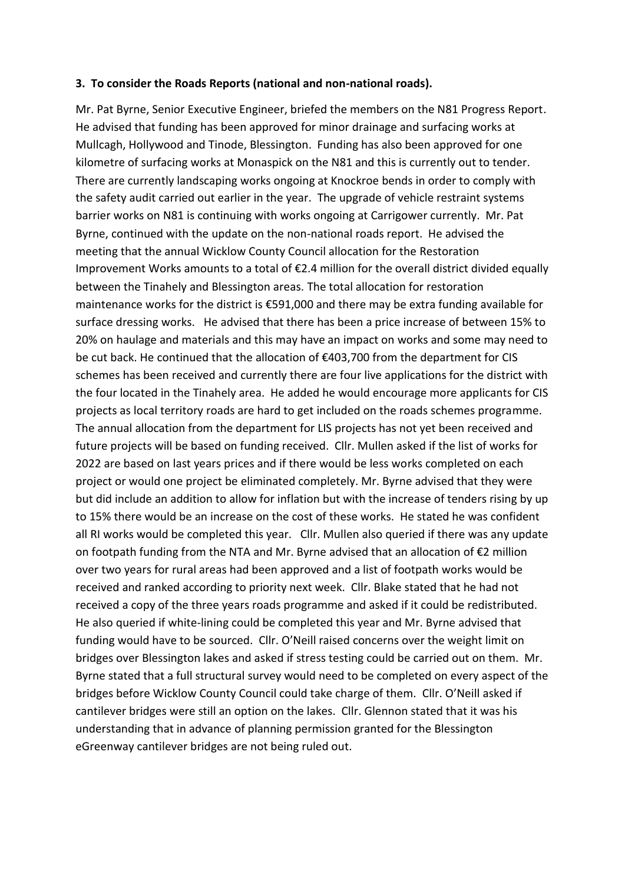**3. To consider the Roads Reports (national and non-national roads).**

Mr. Pat Byrne, Senior Executive Engineer, briefed the members on the N81 Progress Report. He advised that funding has been approved for minor drainage and surfacing works at Mullcagh, Hollywood and Tinode, Blessington. Funding has also been approved for one kilometre of surfacing works at Monaspick on the N81 and this is currently out to tender. There are currently landscaping works ongoing at Knockroe bends in order to comply with the safety audit carried out earlier in the year. The upgrade of vehicle restraint systems barrier works on N81 is continuing with works ongoing at Carrigower currently. Mr. Pat Byrne, continued with the update on the non-national roads report. He advised the meeting that the annual Wicklow County Council allocation for the Restoration Improvement Works amounts to a total of €2.4 million for the overall district divided equally between the Tinahely and Blessington areas. The total allocation for restoration maintenance works for the district is €591,000 and there may be extra funding available for surface dressing works. He advised that there has been a price increase of between 15% to 20% on haulage and materials and this may have an impact on works and some may need to be cut back. He continued that the allocation of €403,700 from the department for CIS schemes has been received and currently there are four live applications for the district with the four located in the Tinahely area. He added he would encourage more applicants for CIS projects as local territory roads are hard to get included on the roads schemes programme. The annual allocation from the department for LIS projects has not yet been received and future projects will be based on funding received. Cllr. Mullen asked if the list of works for 2022 are based on last years prices and if there would be less works completed on each project or would one project be eliminated completely. Mr. Byrne advised that they were but did include an addition to allow for inflation but with the increase of tenders rising by up to 15% there would be an increase on the cost of these works. He stated he was confident all RI works would be completed this year. Cllr. Mullen also queried if there was any update on footpath funding from the NTA and Mr. Byrne advised that an allocation of €2 million over two years for rural areas had been approved and a list of footpath works would be received and ranked according to priority next week. Cllr. Blake stated that he had not received a copy of the three years roads programme and asked if it could be redistributed. He also queried if white-lining could be completed this year and Mr. Byrne advised that funding would have to be sourced. Cllr. O'Neill raised concerns over the weight limit on bridges over Blessington lakes and asked if stress testing could be carried out on them. Mr. Byrne stated that a full structural survey would need to be completed on every aspect of the bridges before Wicklow County Council could take charge of them. Cllr. O'Neill asked if cantilever bridges were still an option on the lakes. Cllr. Glennon stated that it was his understanding that in advance of planning permission granted for the Blessington eGreenway cantilever bridges are not being ruled out.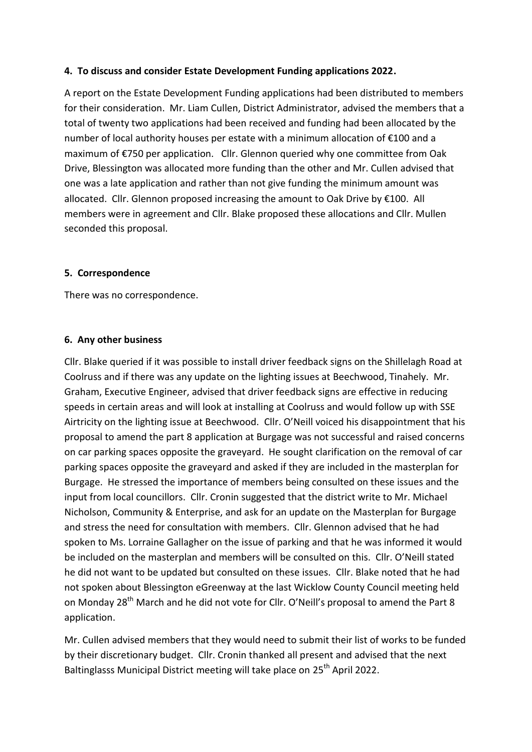**4. To discuss and consider Estate Development Funding applications 2022.**

A report on the Estate Development Funding applications had been distributed to members for their consideration. Mr. Liam Cullen, District Administrator, advised the members that a total of twenty two applications had been received and funding had been allocated by the number of local authority houses per estate with a minimum allocation of €100 and a maximum of €750 per application. Cllr. Glennon queried why one committee from Oak Drive, Blessington was allocated more funding than the other and Mr. Cullen advised that one was a late application and rather than not give funding the minimum amount was allocated. Cllr. Glennon proposed increasing the amount to Oak Drive by €100. All members were in agreement and Cllr. Blake proposed these allocations and Cllr. Mullen seconded this proposal.

**5. Correspondence**

There was no correspondence.

**6. Any other business**

Cllr. Blake queried if it was possible to install driver feedback signs on the Shillelagh Road at Coolruss and if there was any update on the lighting issues at Beechwood, Tinahely. Mr. Graham, Executive Engineer, advised that driver feedback signs are effective in reducing speeds in certain areas and will look at installing at Coolruss and would follow up with SSE Airtricity on the lighting issue at Beechwood. Cllr. O'Neill voiced his disappointment that his proposal to amend the part 8 application at Burgage was not successful and raised concerns on car parking spaces opposite the graveyard. He sought clarification on the removal of car parking spaces opposite the graveyard and asked if they are included in the masterplan for Burgage. He stressed the importance of members being consulted on these issues and the input from local councillors. Cllr. Cronin suggested that the district write to Mr. Michael Nicholson, Community & Enterprise, and ask for an update on the Masterplan for Burgage and stress the need for consultation with members. Cllr. Glennon advised that he had spoken to Ms. Lorraine Gallagher on the issue of parking and that he was informed it would be included on the masterplan and members will be consulted on this. Cllr. O'Neill stated he did not want to be updated but consulted on these issues. Cllr. Blake noted that he had not spoken about Blessington eGreenway at the last Wicklow County Council meeting held on Monday 28th March and he did not vote for Cllr. O'Neill's proposal to amend the Part 8 application.

Mr. Cullen advised members that they would need to submit their list of works to be funded by their discretionary budget. Cllr. Cronin thanked all present and advised that the next Baltinglasss Municipal District meeting will take place on 25th April 2022.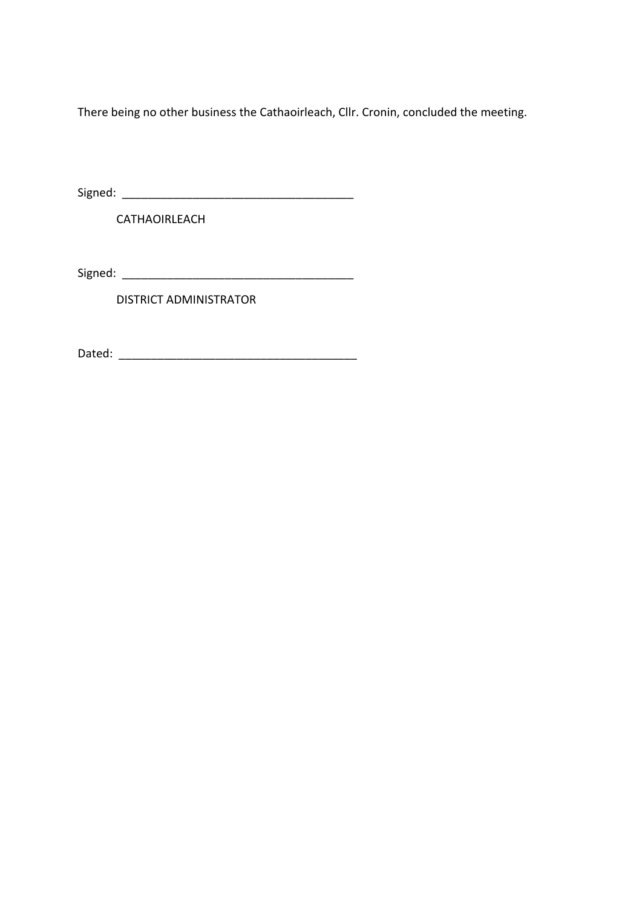There being no other business the Cathaoirleach, Cllr. Cronin, concluded the meeting.

Signed: _____________________________________

CATHAOIRLEACH

Signed: _____________________________________

DISTRICT ADMINISTRATOR

Dated: ______________________________________